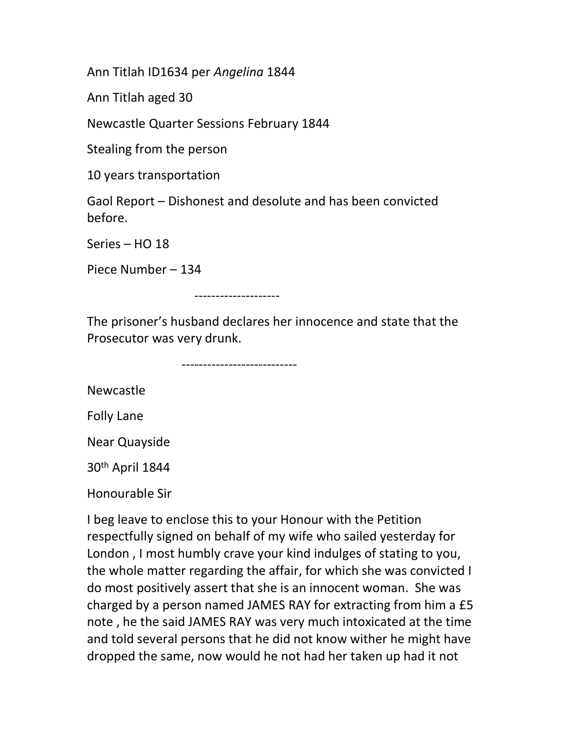Ann Titlah ID1634 per *Angelina* 1844

Ann Titlah aged 30

Newcastle Quarter Sessions February 1844

Stealing from the person

10 years transportation

Gaol Report – Dishonest and desolute and has been convicted before.

Series – HO 18

Piece Number – 134

--------------------

The prisoner's husband declares her innocence and state that the Prosecutor was very drunk.

---------------------------

Newcastle

Folly Lane

Near Quayside

30th April 1844

Honourable Sir

I beg leave to enclose this to your Honour with the Petition respectfully signed on behalf of my wife who sailed yesterday for London , I most humbly crave your kind indulges of stating to you, the whole matter regarding the affair, for which she was convicted I do most positively assert that she is an innocent woman. She was charged by a person named JAMES RAY for extracting from him a £5 note , he the said JAMES RAY was very much intoxicated at the time and told several persons that he did not know wither he might have dropped the same, now would he not had her taken up had it not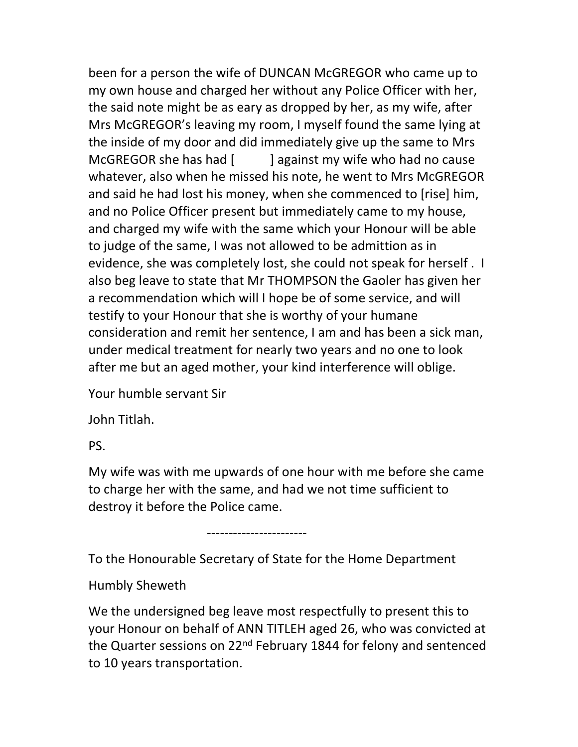been for a person the wife of DUNCAN McGREGOR who came up to my own house and charged her without any Police Officer with her, the said note might be as eary as dropped by her, as my wife, after Mrs McGREGOR's leaving my room, I myself found the same lying at the inside of my door and did immediately give up the same to Mrs McGREGOR she has had [          ] against my wife who had no cause whatever, also when he missed his note, he went to Mrs McGREGOR and said he had lost his money, when she commenced to [rise] him, and no Police Officer present but immediately came to my house, and charged my wife with the same which your Honour will be able to judge of the same, I was not allowed to be admittion as in evidence, she was completely lost, she could not speak for herself . I also beg leave to state that Mr THOMPSON the Gaoler has given her a recommendation which will I hope be of some service, and will testify to your Honour that she is worthy of your humane consideration and remit her sentence, I am and has been a sick man, under medical treatment for nearly two years and no one to look after me but an aged mother, your kind interference will oblige.

Your humble servant Sir

John Titlah.

PS.

My wife was with me upwards of one hour with me before she came to charge her with the same, and had we not time sufficient to destroy it before the Police came.

-----------------------

To the Honourable Secretary of State for the Home Department

Humbly Sheweth

We the undersigned beg leave most respectfully to present this to your Honour on behalf of ANN TITLEH aged 26, who was convicted at the Quarter sessions on 22nd February 1844 for felony and sentenced to 10 years transportation.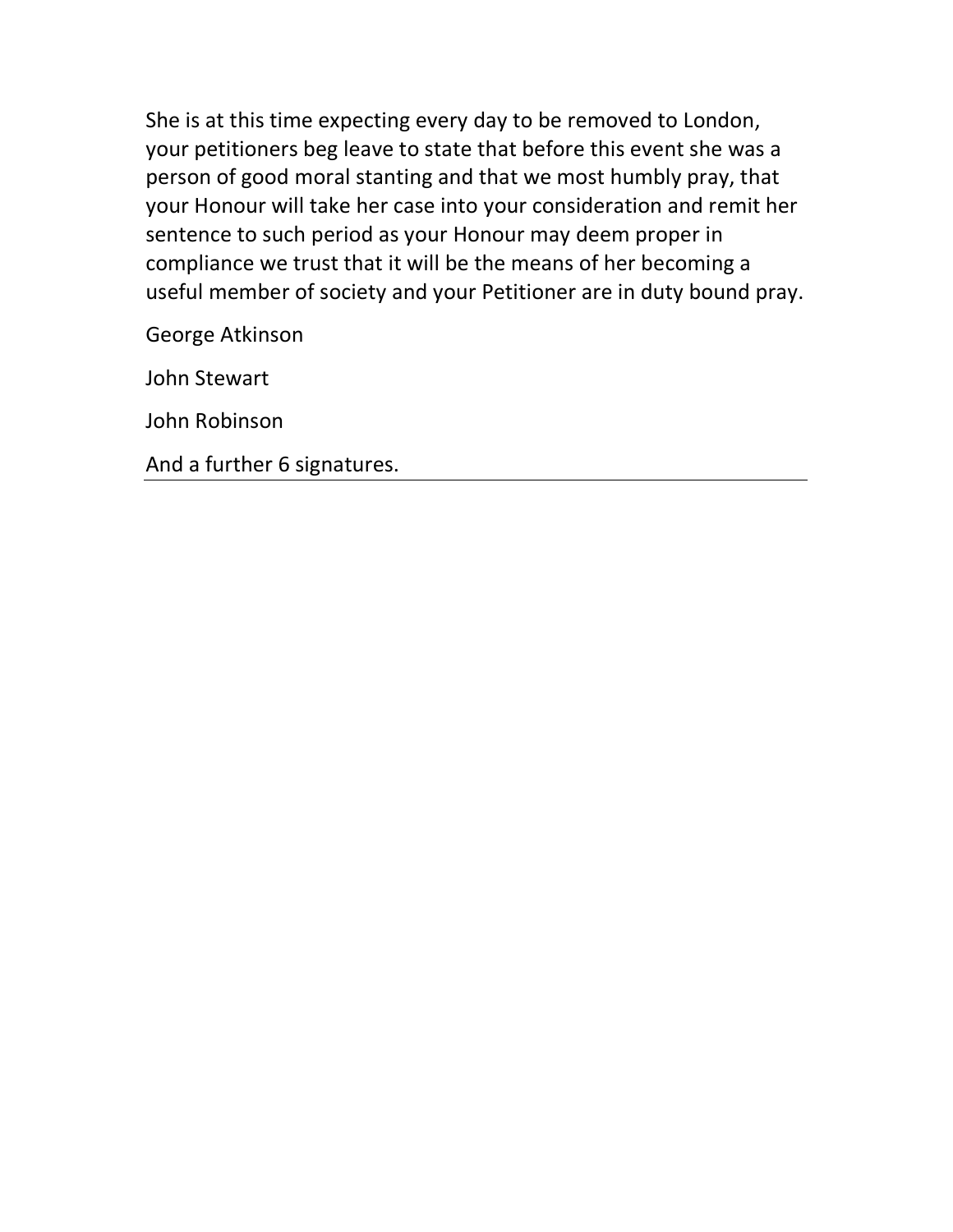She is at this time expecting every day to be removed to London, your petitioners beg leave to state that before this event she was a person of good moral stanting and that we most humbly pray, that your Honour will take her case into your consideration and remit her sentence to such period as your Honour may deem proper in compliance we trust that it will be the means of her becoming a useful member of society and your Petitioner are in duty bound pray.

George Atkinson

John Stewart

John Robinson

And a further 6 signatures.

---